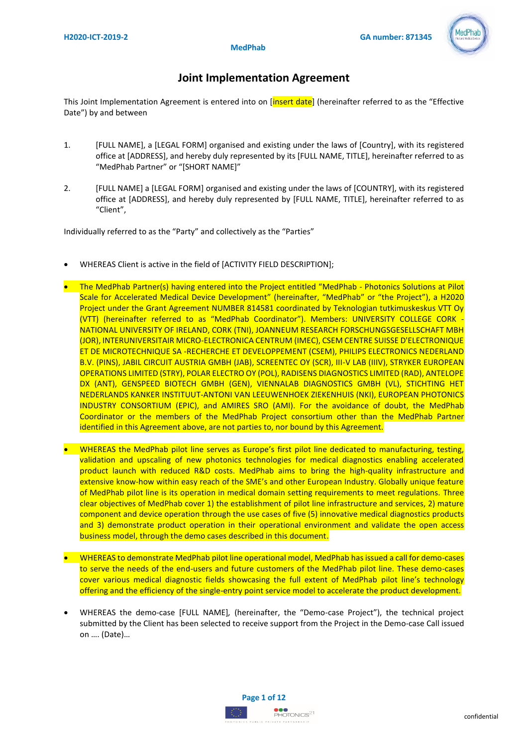# Joint Implementation Agreement

This Joint Implementation Agreement is entered into on [insert date] (hereinafter referred to as the "Effective Date") by and between

1. [FULL NAME], a [LEGAL FORM] organised and existing under the laws of [Country], with its registered office at [ADDRESS], and hereby duly represented by its [FULL NAME, TITLE], hereinafter referred to as "MedPhab Partner" or "[SHORT NAME]"

2. [FULL NAME] a [LEGAL FORM] organised and existing under the laws of [COUNTRY], with its registered office at [ADDRESS], and hereby duly represented by [FULL NAME, TITLE], hereinafter referred to as "Client",

Individually referred to as the "Party" and collectively as the "Parties"

- WHEREAS Client is active in the field of [ACTIVITY FIELD DESCRIPTION];

- The MedPhab Partner(s) having entered into the Project entitled "MedPhab - Photonics Solutions at Pilot Scale for Accelerated Medical Device Development" (hereinafter, "MedPhab" or "the Project"), a H2020 Project under the Grant Agreement NUMBER 814581 coordinated by Teknologian tutkimuskeskus VTT Oy (VTT) (hereinafter referred to as "MedPhab Coordinator"). Members: UNIVERSITY COLLEGE CORK - NATIONAL UNIVERSITY OF IRELAND, CORK (TNI), JOANNEUM RESEARCH FORSCHUNGSGESELLSCHAFT MBH (JOR), INTERUNIVERSITAIR MICRO-ELECTRONICA CENTRUM (IMEC), CSEM CENTRE SUISSE D'ELECTRONIQUE ET DE MICROTECHNIQUE SA -RECHERCHE ET DEVELOPPEMENT (CSEM), PHILIPS ELECTRONICS NEDERLAND B.V. (PINS), JABIL CIRCUIT AUSTRIA GMBH (JAB), SCREENTEC OY (SCR), III-V LAB (IIIV), STRYKER EUROPEAN OPERATIONS LIMITED (STRY), POLAR ELECTRO OY (POL), RADISENS DIAGNOSTICS LIMITED (RAD), ANTELOPE DX (ANT), GENSPEED BIOTECH GMBH (GEN), VIENNALAB DIAGNOSTICS GMBH (VL), STICHTING HET NEDERLANDS KANKER INSTITUUT-ANTONI VAN LEEUWENHOEK ZIEKENHUIS (NKI), EUROPEAN PHOTONICS INDUSTRY CONSORTIUM (EPIC), and AMIRES SRO (AMI). For the avoidance of doubt, the MedPhab Coordinator or the members of the MedPhab Project consortium other than the MedPhab Partner identified in this Agreement above, are not parties to, nor bound by this Agreement.

- WHEREAS the MedPhab pilot line serves as Europe's first pilot line dedicated to manufacturing, testing, validation and upscaling of new photonics technologies for medical diagnostics enabling accelerated product launch with reduced R&D costs. MedPhab aims to bring the high-quality infrastructure and extensive know-how within easy reach of the SME's and other European Industry. Globally unique feature of MedPhab pilot line is its operation in medical domain setting requirements to meet regulations. Three clear objectives of MedPhab cover 1) the establishment of pilot line infrastructure and services, 2) mature component and device operation through the use cases of five (5) innovative medical diagnostics products and 3) demonstrate product operation in their operational environment and validate the open access business model, through the demo cases described in this document.

- WHEREAS to demonstrate MedPhab pilot line operational model, MedPhab has issued a call for demo-cases to serve the needs of the end-users and future customers of the MedPhab pilot line. These demo-cases cover various medical diagnostic fields showcasing the full extent of MedPhab pilot line's technology offering and the efficiency of the single-entry point service model to accelerate the product development.

- WHEREAS the demo-case [FULL NAME], (hereinafter, the "Demo-case Project"), the technical project submitted by the Client has been selected to receive support from the Project in the Demo-case Call issued on …. (Date)…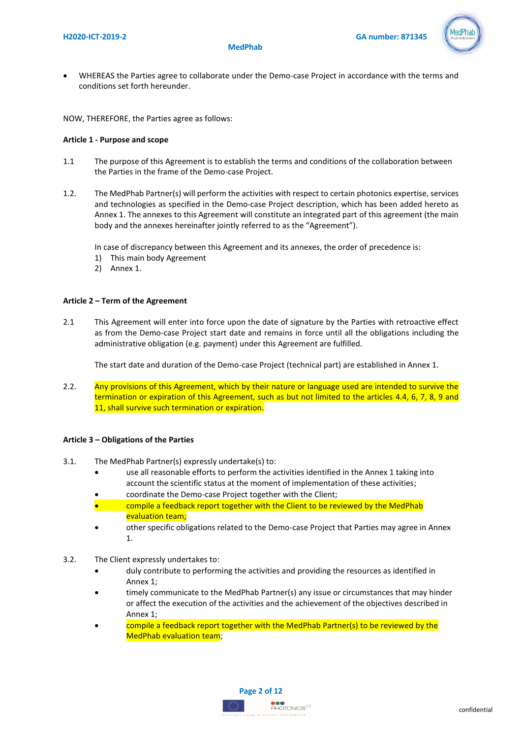- WHEREAS the Parties agree to collaborate under the Demo-case Project in accordance with the terms and conditions set forth hereunder.

NOW, THEREFORE, the Parties agree as follows:

**Article 1 - Purpose and scope**

1.1 The purpose of this Agreement is to establish the terms and conditions of the collaboration between the Parties in the frame of the Demo-case Project.

1.2. The MedPhab Partner(s) will perform the activities with respect to certain photonics expertise, services and technologies as specified in the Demo-case Project description, which has been added hereto as Annex 1. The annexes to this Agreement will constitute an integrated part of this agreement (the main body and the annexes hereinafter jointly referred to as the "Agreement").

In case of discrepancy between this Agreement and its annexes, the order of precedence is:
1) This main body Agreement
2) Annex 1.

**Article 2 – Term of the Agreement**

2.1 This Agreement will enter into force upon the date of signature by the Parties with retroactive effect as from the Demo-case Project start date and remains in force until all the obligations including the administrative obligation (e.g. payment) under this Agreement are fulfilled.

The start date and duration of the Demo-case Project (technical part) are established in Annex 1.

2.2. Any provisions of this Agreement, which by their nature or language used are intended to survive the termination or expiration of this Agreement, such as but not limited to the articles 4.4, 6, 7, 8, 9 and 11, shall survive such termination or expiration.

**Article 3 – Obligations of the Parties**

3.1. The MedPhab Partner(s) expressly undertake(s) to:
- use all reasonable efforts to perform the activities identified in the Annex 1 taking into account the scientific status at the moment of implementation of these activities;
- coordinate the Demo-case Project together with the Client;
- compile a feedback report together with the Client to be reviewed by the MedPhab evaluation team;
- other specific obligations related to the Demo-case Project that Parties may agree in Annex 1.

3.2. The Client expressly undertakes to:
- duly contribute to performing the activities and providing the resources as identified in Annex 1;
- timely communicate to the MedPhab Partner(s) any issue or circumstances that may hinder or affect the execution of the activities and the achievement of the objectives described in Annex 1;
- compile a feedback report together with the MedPhab Partner(s) to be reviewed by the MedPhab evaluation team;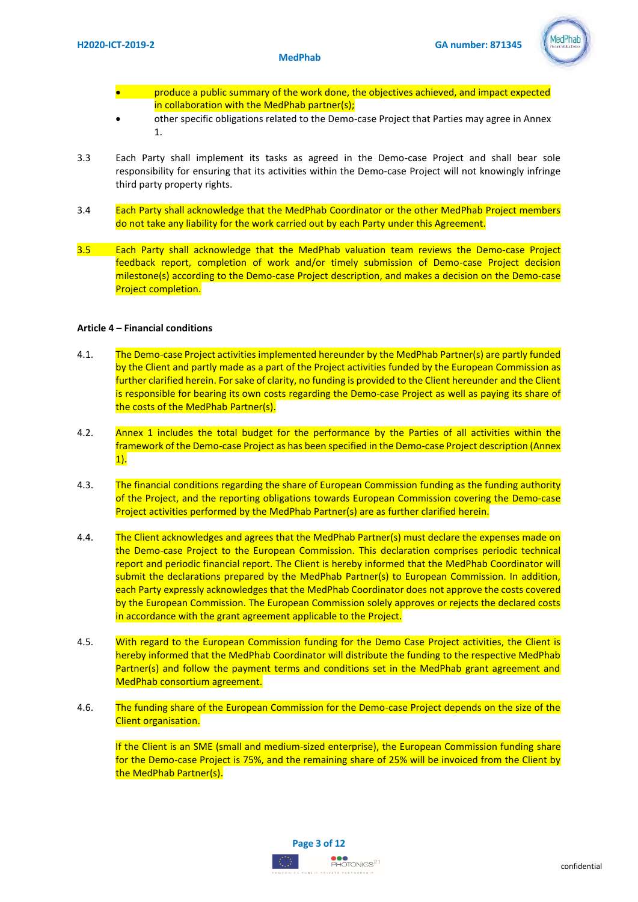- produce a public summary of the work done, the objectives achieved, and impact expected in collaboration with the MedPhab partner(s);
- other specific obligations related to the Demo-case Project that Parties may agree in Annex 1.

3.3 Each Party shall implement its tasks as agreed in the Demo-case Project and shall bear sole responsibility for ensuring that its activities within the Demo-case Project will not knowingly infringe third party property rights.

3.4 Each Party shall acknowledge that the MedPhab Coordinator or the other MedPhab Project members do not take any liability for the work carried out by each Party under this Agreement.

3.5 Each Party shall acknowledge that the MedPhab valuation team reviews the Demo-case Project feedback report, completion of work and/or timely submission of Demo-case Project decision milestone(s) according to the Demo-case Project description, and makes a decision on the Demo-case Project completion.

**Article 4 – Financial conditions**

4.1. The Demo-case Project activities implemented hereunder by the MedPhab Partner(s) are partly funded by the Client and partly made as a part of the Project activities funded by the European Commission as further clarified herein. For sake of clarity, no funding is provided to the Client hereunder and the Client is responsible for bearing its own costs regarding the Demo-case Project as well as paying its share of the costs of the MedPhab Partner(s).

4.2. Annex 1 includes the total budget for the performance by the Parties of all activities within the framework of the Demo-case Project as has been specified in the Demo-case Project description (Annex 1).

4.3. The financial conditions regarding the share of European Commission funding as the funding authority of the Project, and the reporting obligations towards European Commission covering the Demo-case Project activities performed by the MedPhab Partner(s) are as further clarified herein.

4.4. The Client acknowledges and agrees that the MedPhab Partner(s) must declare the expenses made on the Demo-case Project to the European Commission. This declaration comprises periodic technical report and periodic financial report. The Client is hereby informed that the MedPhab Coordinator will submit the declarations prepared by the MedPhab Partner(s) to European Commission. In addition, each Party expressly acknowledges that the MedPhab Coordinator does not approve the costs covered by the European Commission. The European Commission solely approves or rejects the declared costs in accordance with the grant agreement applicable to the Project.

4.5. With regard to the European Commission funding for the Demo Case Project activities, the Client is hereby informed that the MedPhab Coordinator will distribute the funding to the respective MedPhab Partner(s) and follow the payment terms and conditions set in the MedPhab grant agreement and MedPhab consortium agreement.

4.6. The funding share of the European Commission for the Demo-case Project depends on the size of the Client organisation.

If the Client is an SME (small and medium-sized enterprise), the European Commission funding share for the Demo-case Project is 75%, and the remaining share of 25% will be invoiced from the Client by the MedPhab Partner(s).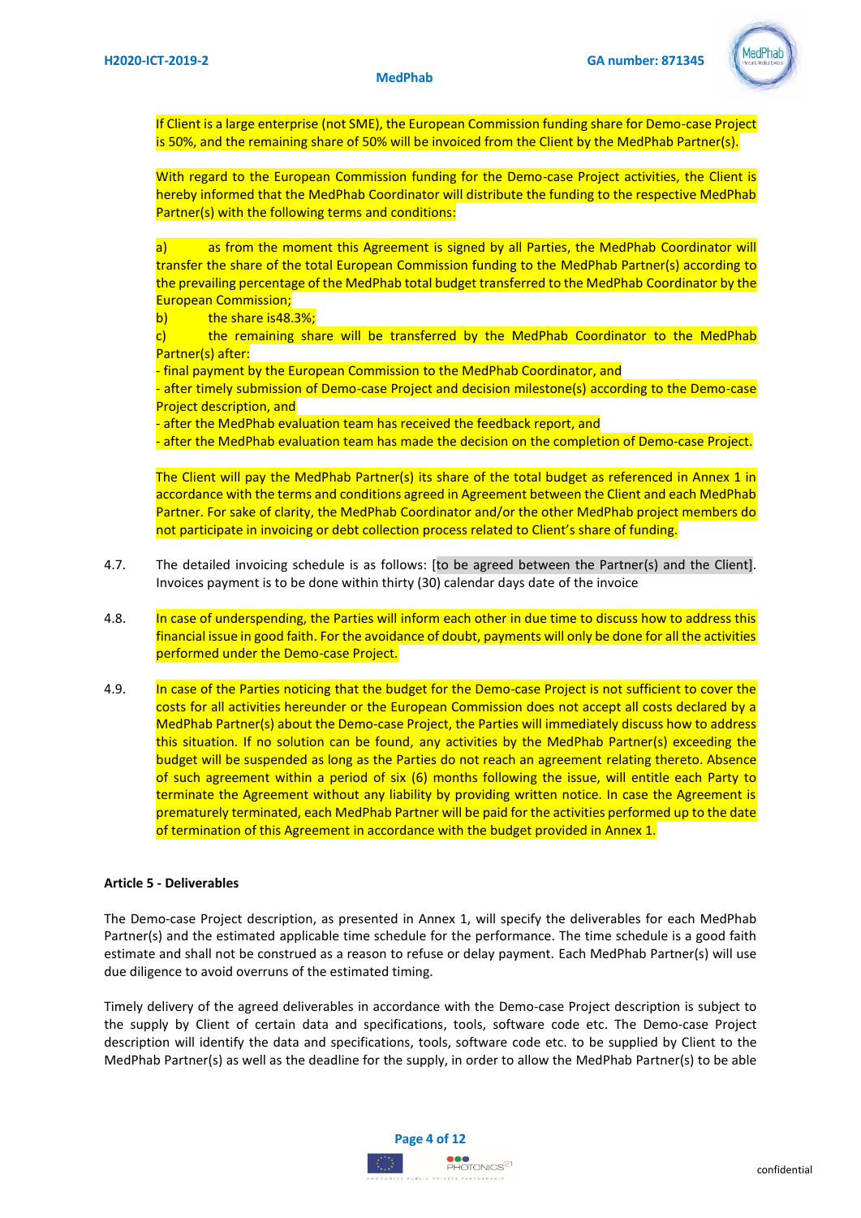If Client is a large enterprise (not SME), the European Commission funding share for Demo-case Project is 50%, and the remaining share of 50% will be invoiced from the Client by the MedPhab Partner(s).

With regard to the European Commission funding for the Demo-case Project activities, the Client is hereby informed that the MedPhab Coordinator will distribute the funding to the respective MedPhab Partner(s) with the following terms and conditions:

a) as from the moment this Agreement is signed by all Parties, the MedPhab Coordinator will transfer the share of the total European Commission funding to the MedPhab Partner(s) according to the prevailing percentage of the MedPhab total budget transferred to the MedPhab Coordinator by the European Commission;
b) the share is48.3%;
c) the remaining share will be transferred by the MedPhab Coordinator to the MedPhab Partner(s) after:
- final payment by the European Commission to the MedPhab Coordinator, and
- after timely submission of Demo-case Project and decision milestone(s) according to the Demo-case Project description, and
- after the MedPhab evaluation team has received the feedback report, and
- after the MedPhab evaluation team has made the decision on the completion of Demo-case Project.

The Client will pay the MedPhab Partner(s) its share of the total budget as referenced in Annex 1 in accordance with the terms and conditions agreed in Agreement between the Client and each MedPhab Partner. For sake of clarity, the MedPhab Coordinator and/or the other MedPhab project members do not participate in invoicing or debt collection process related to Client's share of funding.

4.7. The detailed invoicing schedule is as follows: [to be agreed between the Partner(s) and the Client]. Invoices payment is to be done within thirty (30) calendar days date of the invoice

4.8. In case of underspending, the Parties will inform each other in due time to discuss how to address this financial issue in good faith. For the avoidance of doubt, payments will only be done for all the activities performed under the Demo-case Project.

4.9. In case of the Parties noticing that the budget for the Demo-case Project is not sufficient to cover the costs for all activities hereunder or the European Commission does not accept all costs declared by a MedPhab Partner(s) about the Demo-case Project, the Parties will immediately discuss how to address this situation. If no solution can be found, any activities by the MedPhab Partner(s) exceeding the budget will be suspended as long as the Parties do not reach an agreement relating thereto. Absence of such agreement within a period of six (6) months following the issue, will entitle each Party to terminate the Agreement without any liability by providing written notice. In case the Agreement is prematurely terminated, each MedPhab Partner will be paid for the activities performed up to the date of termination of this Agreement in accordance with the budget provided in Annex 1.

**Article 5 - Deliverables**

The Demo-case Project description, as presented in Annex 1, will specify the deliverables for each MedPhab Partner(s) and the estimated applicable time schedule for the performance. The time schedule is a good faith estimate and shall not be construed as a reason to refuse or delay payment. Each MedPhab Partner(s) will use due diligence to avoid overruns of the estimated timing.

Timely delivery of the agreed deliverables in accordance with the Demo-case Project description is subject to the supply by Client of certain data and specifications, tools, software code etc. The Demo-case Project description will identify the data and specifications, tools, software code etc. to be supplied by Client to the MedPhab Partner(s) as well as the deadline for the supply, in order to allow the MedPhab Partner(s) to be able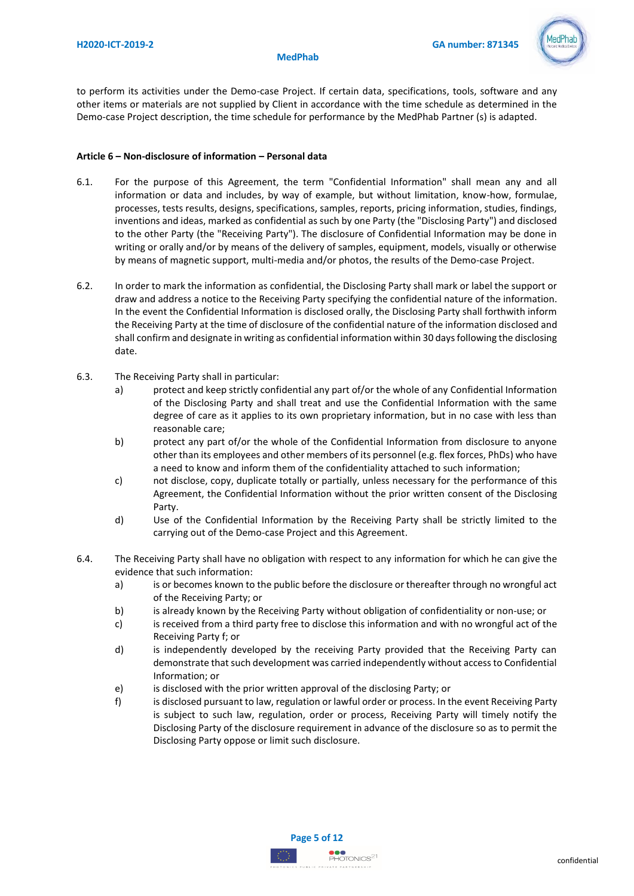to perform its activities under the Demo-case Project. If certain data, specifications, tools, software and any other items or materials are not supplied by Client in accordance with the time schedule as determined in the Demo-case Project description, the time schedule for performance by the MedPhab Partner (s) is adapted.

**Article 6 – Non-disclosure of information – Personal data**

6.1. For the purpose of this Agreement, the term "Confidential Information" shall mean any and all information or data and includes, by way of example, but without limitation, know-how, formulae, processes, tests results, designs, specifications, samples, reports, pricing information, studies, findings, inventions and ideas, marked as confidential as such by one Party (the "Disclosing Party") and disclosed to the other Party (the "Receiving Party"). The disclosure of Confidential Information may be done in writing or orally and/or by means of the delivery of samples, equipment, models, visually or otherwise by means of magnetic support, multi-media and/or photos, the results of the Demo-case Project.

6.2. In order to mark the information as confidential, the Disclosing Party shall mark or label the support or draw and address a notice to the Receiving Party specifying the confidential nature of the information. In the event the Confidential Information is disclosed orally, the Disclosing Party shall forthwith inform the Receiving Party at the time of disclosure of the confidential nature of the information disclosed and shall confirm and designate in writing as confidential information within 30 days following the disclosing date.

6.3. The Receiving Party shall in particular:

a) protect and keep strictly confidential any part of/or the whole of any Confidential Information of the Disclosing Party and shall treat and use the Confidential Information with the same degree of care as it applies to its own proprietary information, but in no case with less than reasonable care;

b) protect any part of/or the whole of the Confidential Information from disclosure to anyone other than its employees and other members of its personnel (e.g. flex forces, PhDs) who have a need to know and inform them of the confidentiality attached to such information;

c) not disclose, copy, duplicate totally or partially, unless necessary for the performance of this Agreement, the Confidential Information without the prior written consent of the Disclosing Party.

d) Use of the Confidential Information by the Receiving Party shall be strictly limited to the carrying out of the Demo-case Project and this Agreement.

6.4. The Receiving Party shall have no obligation with respect to any information for which he can give the evidence that such information:

a) is or becomes known to the public before the disclosure or thereafter through no wrongful act of the Receiving Party; or

b) is already known by the Receiving Party without obligation of confidentiality or non-use; or

c) is received from a third party free to disclose this information and with no wrongful act of the Receiving Party f; or

d) is independently developed by the receiving Party provided that the Receiving Party can demonstrate that such development was carried independently without access to Confidential Information; or

e) is disclosed with the prior written approval of the disclosing Party; or

f) is disclosed pursuant to law, regulation or lawful order or process. In the event Receiving Party is subject to such law, regulation, order or process, Receiving Party will timely notify the Disclosing Party of the disclosure requirement in advance of the disclosure so as to permit the Disclosing Party oppose or limit such disclosure.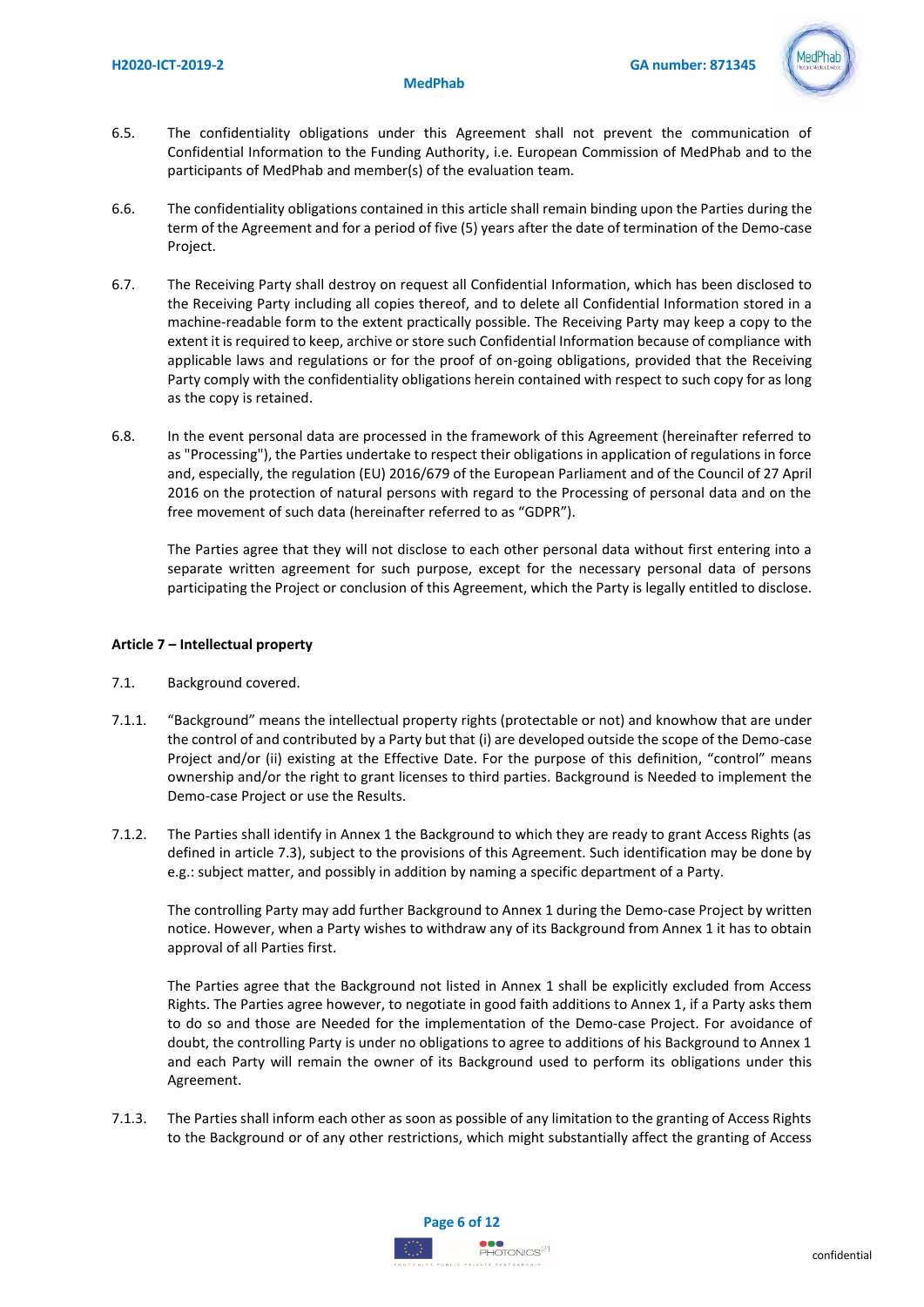6.5. The confidentiality obligations under this Agreement shall not prevent the communication of Confidential Information to the Funding Authority, i.e. European Commission of MedPhab and to the participants of MedPhab and member(s) of the evaluation team.

6.6. The confidentiality obligations contained in this article shall remain binding upon the Parties during the term of the Agreement and for a period of five (5) years after the date of termination of the Demo-case Project.

6.7. The Receiving Party shall destroy on request all Confidential Information, which has been disclosed to the Receiving Party including all copies thereof, and to delete all Confidential Information stored in a machine-readable form to the extent practically possible. The Receiving Party may keep a copy to the extent it is required to keep, archive or store such Confidential Information because of compliance with applicable laws and regulations or for the proof of on-going obligations, provided that the Receiving Party comply with the confidentiality obligations herein contained with respect to such copy for as long as the copy is retained.

6.8. In the event personal data are processed in the framework of this Agreement (hereinafter referred to as "Processing"), the Parties undertake to respect their obligations in application of regulations in force and, especially, the regulation (EU) 2016/679 of the European Parliament and of the Council of 27 April 2016 on the protection of natural persons with regard to the Processing of personal data and on the free movement of such data (hereinafter referred to as "GDPR").

The Parties agree that they will not disclose to each other personal data without first entering into a separate written agreement for such purpose, except for the necessary personal data of persons participating the Project or conclusion of this Agreement, which the Party is legally entitled to disclose.

**Article 7 – Intellectual property**

7.1. Background covered.

7.1.1. "Background" means the intellectual property rights (protectable or not) and knowhow that are under the control of and contributed by a Party but that (i) are developed outside the scope of the Demo-case Project and/or (ii) existing at the Effective Date. For the purpose of this definition, "control" means ownership and/or the right to grant licenses to third parties. Background is Needed to implement the Demo-case Project or use the Results.

7.1.2. The Parties shall identify in Annex 1 the Background to which they are ready to grant Access Rights (as defined in article 7.3), subject to the provisions of this Agreement. Such identification may be done by e.g.: subject matter, and possibly in addition by naming a specific department of a Party.

The controlling Party may add further Background to Annex 1 during the Demo-case Project by written notice. However, when a Party wishes to withdraw any of its Background from Annex 1 it has to obtain approval of all Parties first.

The Parties agree that the Background not listed in Annex 1 shall be explicitly excluded from Access Rights. The Parties agree however, to negotiate in good faith additions to Annex 1, if a Party asks them to do so and those are Needed for the implementation of the Demo-case Project. For avoidance of doubt, the controlling Party is under no obligations to agree to additions of his Background to Annex 1 and each Party will remain the owner of its Background used to perform its obligations under this Agreement.

7.1.3. The Parties shall inform each other as soon as possible of any limitation to the granting of Access Rights to the Background or of any other restrictions, which might substantially affect the granting of Access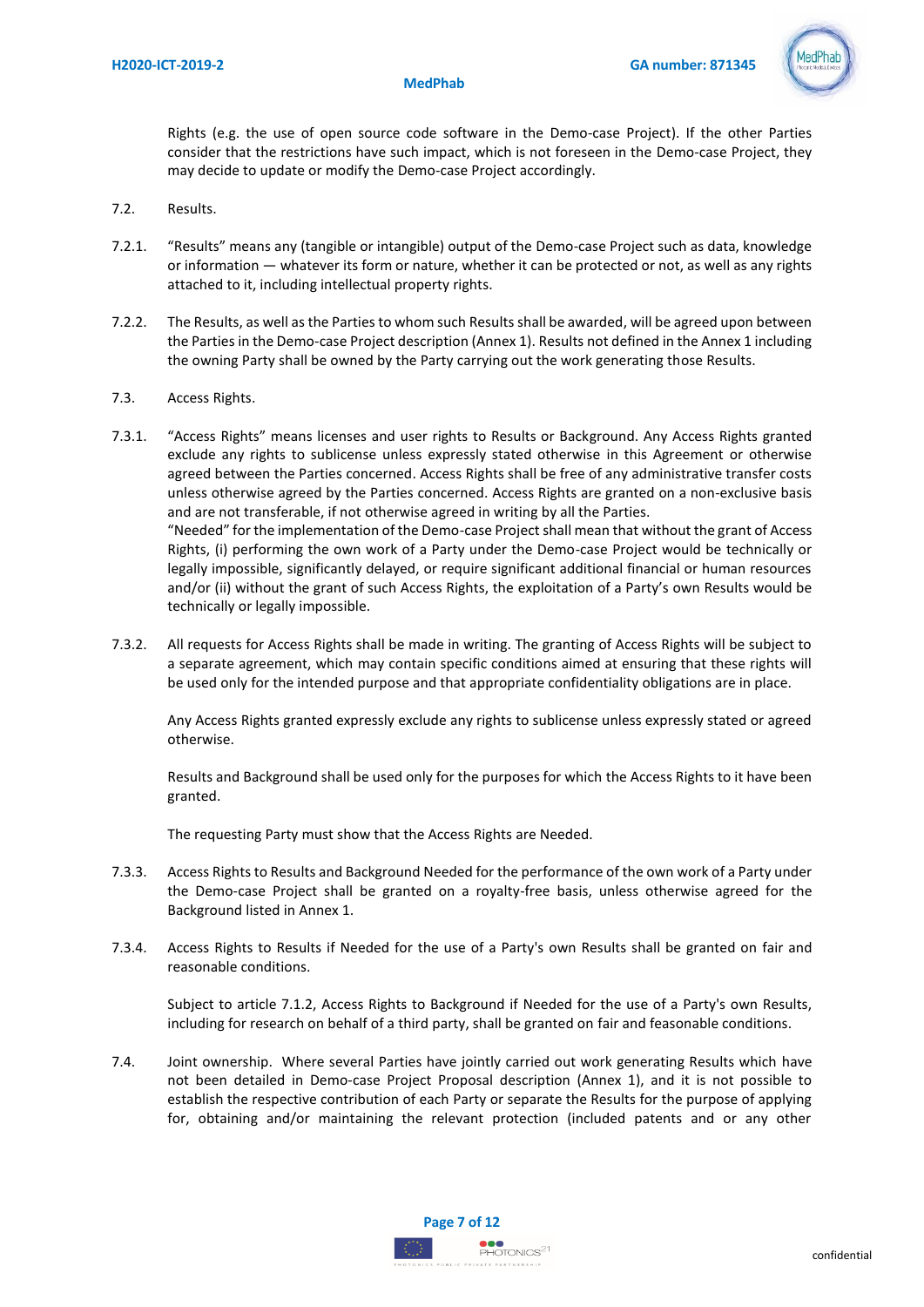Rights (e.g. the use of open source code software in the Demo-case Project). If the other Parties consider that the restrictions have such impact, which is not foreseen in the Demo-case Project, they may decide to update or modify the Demo-case Project accordingly.

7.2. Results.

7.2.1. "Results" means any (tangible or intangible) output of the Demo-case Project such as data, knowledge or information — whatever its form or nature, whether it can be protected or not, as well as any rights attached to it, including intellectual property rights.

7.2.2. The Results, as well as the Parties to whom such Results shall be awarded, will be agreed upon between the Parties in the Demo-case Project description (Annex 1). Results not defined in the Annex 1 including the owning Party shall be owned by the Party carrying out the work generating those Results.

7.3. Access Rights.

7.3.1. "Access Rights" means licenses and user rights to Results or Background. Any Access Rights granted exclude any rights to sublicense unless expressly stated otherwise in this Agreement or otherwise agreed between the Parties concerned. Access Rights shall be free of any administrative transfer costs unless otherwise agreed by the Parties concerned. Access Rights are granted on a non-exclusive basis and are not transferable, if not otherwise agreed in writing by all the Parties.
"Needed" for the implementation of the Demo-case Project shall mean that without the grant of Access Rights, (i) performing the own work of a Party under the Demo-case Project would be technically or legally impossible, significantly delayed, or require significant additional financial or human resources and/or (ii) without the grant of such Access Rights, the exploitation of a Party's own Results would be technically or legally impossible.

7.3.2. All requests for Access Rights shall be made in writing. The granting of Access Rights will be subject to a separate agreement, which may contain specific conditions aimed at ensuring that these rights will be used only for the intended purpose and that appropriate confidentiality obligations are in place.

Any Access Rights granted expressly exclude any rights to sublicense unless expressly stated or agreed otherwise.

Results and Background shall be used only for the purposes for which the Access Rights to it have been granted.

The requesting Party must show that the Access Rights are Needed.

7.3.3. Access Rights to Results and Background Needed for the performance of the own work of a Party under the Demo-case Project shall be granted on a royalty-free basis, unless otherwise agreed for the Background listed in Annex 1.

7.3.4. Access Rights to Results if Needed for the use of a Party's own Results shall be granted on fair and reasonable conditions.

Subject to article 7.1.2, Access Rights to Background if Needed for the use of a Party's own Results, including for research on behalf of a third party, shall be granted on fair and feasonable conditions.

7.4. Joint ownership. Where several Parties have jointly carried out work generating Results which have not been detailed in Demo-case Project Proposal description (Annex 1), and it is not possible to establish the respective contribution of each Party or separate the Results for the purpose of applying for, obtaining and/or maintaining the relevant protection (included patents and or any other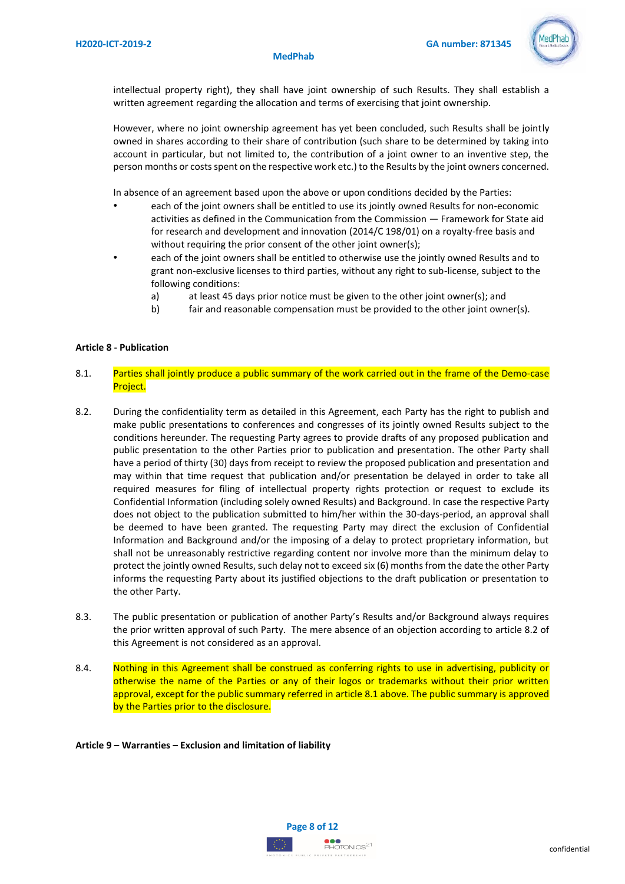intellectual property right), they shall have joint ownership of such Results. They shall establish a written agreement regarding the allocation and terms of exercising that joint ownership.

However, where no joint ownership agreement has yet been concluded, such Results shall be jointly owned in shares according to their share of contribution (such share to be determined by taking into account in particular, but not limited to, the contribution of a joint owner to an inventive step, the person months or costs spent on the respective work etc.) to the Results by the joint owners concerned.

In absence of an agreement based upon the above or upon conditions decided by the Parties:

- each of the joint owners shall be entitled to use its jointly owned Results for non-economic activities as defined in the Communication from the Commission — Framework for State aid for research and development and innovation (2014/C 198/01) on a royalty-free basis and without requiring the prior consent of the other joint owner(s);
- each of the joint owners shall be entitled to otherwise use the jointly owned Results and to grant non-exclusive licenses to third parties, without any right to sub-license, subject to the following conditions:
    a) at least 45 days prior notice must be given to the other joint owner(s); and
    b) fair and reasonable compensation must be provided to the other joint owner(s).

**Article 8 - Publication**

8.1. Parties shall jointly produce a public summary of the work carried out in the frame of the Demo-case Project.

8.2. During the confidentiality term as detailed in this Agreement, each Party has the right to publish and make public presentations to conferences and congresses of its jointly owned Results subject to the conditions hereunder. The requesting Party agrees to provide drafts of any proposed publication and public presentation to the other Parties prior to publication and presentation. The other Party shall have a period of thirty (30) days from receipt to review the proposed publication and presentation and may within that time request that publication and/or presentation be delayed in order to take all required measures for filing of intellectual property rights protection or request to exclude its Confidential Information (including solely owned Results) and Background. In case the respective Party does not object to the publication submitted to him/her within the 30-days-period, an approval shall be deemed to have been granted. The requesting Party may direct the exclusion of Confidential Information and Background and/or the imposing of a delay to protect proprietary information, but shall not be unreasonably restrictive regarding content nor involve more than the minimum delay to protect the jointly owned Results, such delay not to exceed six (6) months from the date the other Party informs the requesting Party about its justified objections to the draft publication or presentation to the other Party.

8.3. The public presentation or publication of another Party's Results and/or Background always requires the prior written approval of such Party. The mere absence of an objection according to article 8.2 of this Agreement is not considered as an approval.

8.4. Nothing in this Agreement shall be construed as conferring rights to use in advertising, publicity or otherwise the name of the Parties or any of their logos or trademarks without their prior written approval, except for the public summary referred in article 8.1 above. The public summary is approved by the Parties prior to the disclosure.

**Article 9 – Warranties – Exclusion and limitation of liability**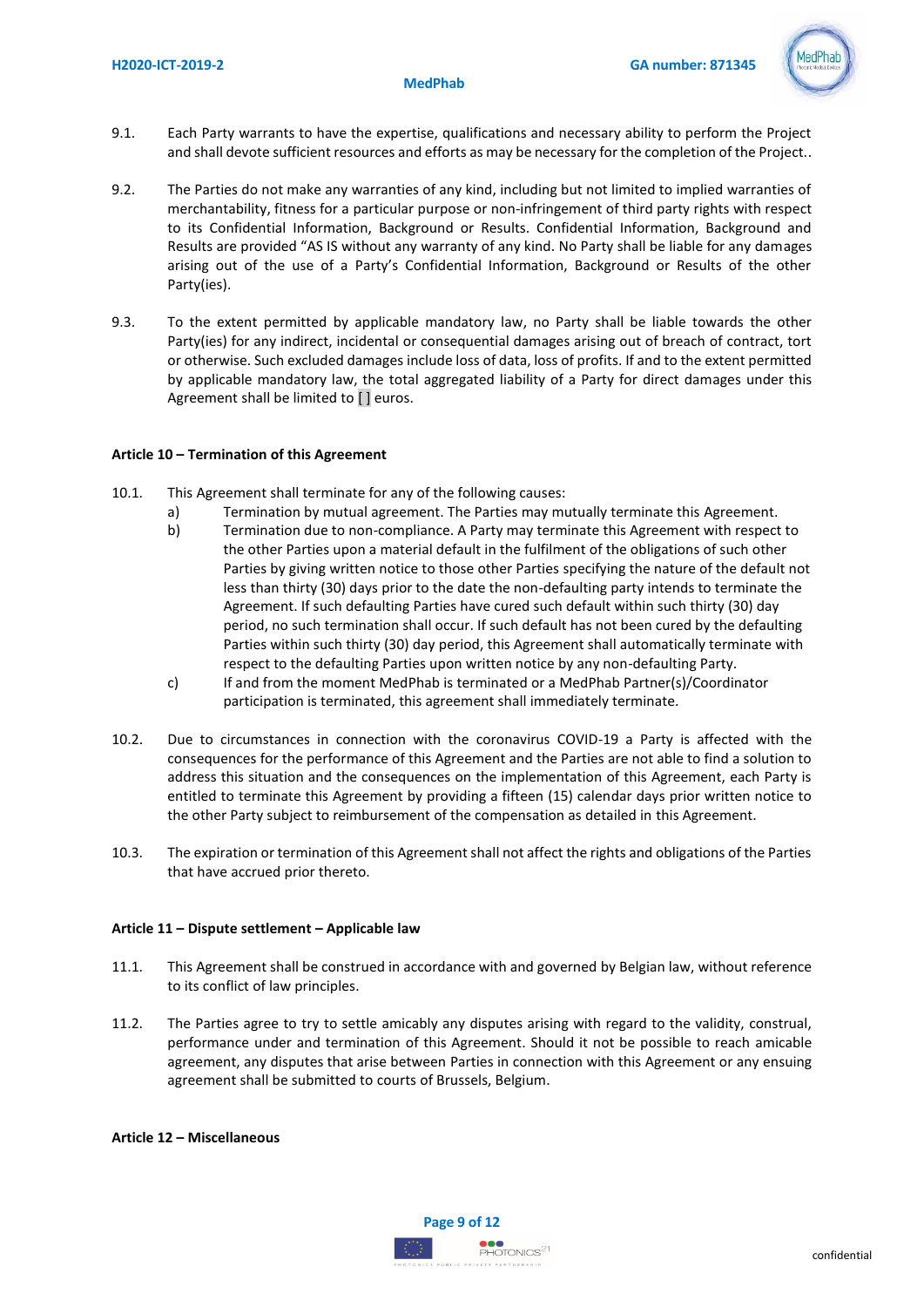9.1. Each Party warrants to have the expertise, qualifications and necessary ability to perform the Project and shall devote sufficient resources and efforts as may be necessary for the completion of the Project..

9.2. The Parties do not make any warranties of any kind, including but not limited to implied warranties of merchantability, fitness for a particular purpose or non-infringement of third party rights with respect to its Confidential Information, Background or Results. Confidential Information, Background and Results are provided "AS IS without any warranty of any kind. No Party shall be liable for any damages arising out of the use of a Party's Confidential Information, Background or Results of the other Party(ies).

9.3. To the extent permitted by applicable mandatory law, no Party shall be liable towards the other Party(ies) for any indirect, incidental or consequential damages arising out of breach of contract, tort or otherwise. Such excluded damages include loss of data, loss of profits. If and to the extent permitted by applicable mandatory law, the total aggregated liability of a Party for direct damages under this Agreement shall be limited to [] euros.

**Article 10 – Termination of this Agreement**

10.1. This Agreement shall terminate for any of the following causes:

a) Termination by mutual agreement. The Parties may mutually terminate this Agreement.

b) Termination due to non-compliance. A Party may terminate this Agreement with respect to the other Parties upon a material default in the fulfilment of the obligations of such other Parties by giving written notice to those other Parties specifying the nature of the default not less than thirty (30) days prior to the date the non-defaulting party intends to terminate the Agreement. If such defaulting Parties have cured such default within such thirty (30) day period, no such termination shall occur. If such default has not been cured by the defaulting Parties within such thirty (30) day period, this Agreement shall automatically terminate with respect to the defaulting Parties upon written notice by any non-defaulting Party.

c) If and from the moment MedPhab is terminated or a MedPhab Partner(s)/Coordinator participation is terminated, this agreement shall immediately terminate.

10.2. Due to circumstances in connection with the coronavirus COVID-19 a Party is affected with the consequences for the performance of this Agreement and the Parties are not able to find a solution to address this situation and the consequences on the implementation of this Agreement, each Party is entitled to terminate this Agreement by providing a fifteen (15) calendar days prior written notice to the other Party subject to reimbursement of the compensation as detailed in this Agreement.

10.3. The expiration or termination of this Agreement shall not affect the rights and obligations of the Parties that have accrued prior thereto.

**Article 11 – Dispute settlement – Applicable law**

11.1. This Agreement shall be construed in accordance with and governed by Belgian law, without reference to its conflict of law principles.

11.2. The Parties agree to try to settle amicably any disputes arising with regard to the validity, construal, performance under and termination of this Agreement. Should it not be possible to reach amicable agreement, any disputes that arise between Parties in connection with this Agreement or any ensuing agreement shall be submitted to courts of Brussels, Belgium.

**Article 12 – Miscellaneous**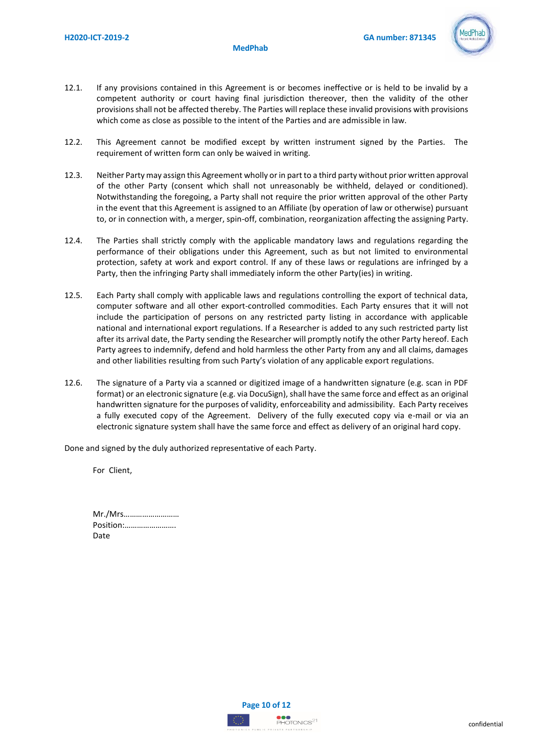12.1. If any provisions contained in this Agreement is or becomes ineffective or is held to be invalid by a competent authority or court having final jurisdiction thereover, then the validity of the other provisions shall not be affected thereby. The Parties will replace these invalid provisions with provisions which come as close as possible to the intent of the Parties and are admissible in law.

12.2. This Agreement cannot be modified except by written instrument signed by the Parties. The requirement of written form can only be waived in writing.

12.3. Neither Party may assign this Agreement wholly or in part to a third party without prior written approval of the other Party (consent which shall not unreasonably be withheld, delayed or conditioned). Notwithstanding the foregoing, a Party shall not require the prior written approval of the other Party in the event that this Agreement is assigned to an Affiliate (by operation of law or otherwise) pursuant to, or in connection with, a merger, spin-off, combination, reorganization affecting the assigning Party.

12.4. The Parties shall strictly comply with the applicable mandatory laws and regulations regarding the performance of their obligations under this Agreement, such as but not limited to environmental protection, safety at work and export control. If any of these laws or regulations are infringed by a Party, then the infringing Party shall immediately inform the other Party(ies) in writing.

12.5. Each Party shall comply with applicable laws and regulations controlling the export of technical data, computer software and all other export-controlled commodities. Each Party ensures that it will not include the participation of persons on any restricted party listing in accordance with applicable national and international export regulations. If a Researcher is added to any such restricted party list after its arrival date, the Party sending the Researcher will promptly notify the other Party hereof. Each Party agrees to indemnify, defend and hold harmless the other Party from any and all claims, damages and other liabilities resulting from such Party's violation of any applicable export regulations.

12.6. The signature of a Party via a scanned or digitized image of a handwritten signature (e.g. scan in PDF format) or an electronic signature (e.g. via DocuSign), shall have the same force and effect as an original handwritten signature for the purposes of validity, enforceability and admissibility. Each Party receives a fully executed copy of the Agreement. Delivery of the fully executed copy via e-mail or via an electronic signature system shall have the same force and effect as delivery of an original hard copy.

Done and signed by the duly authorized representative of each Party.

For Client,

Mr./Mrs……………………
Position:……………………
Date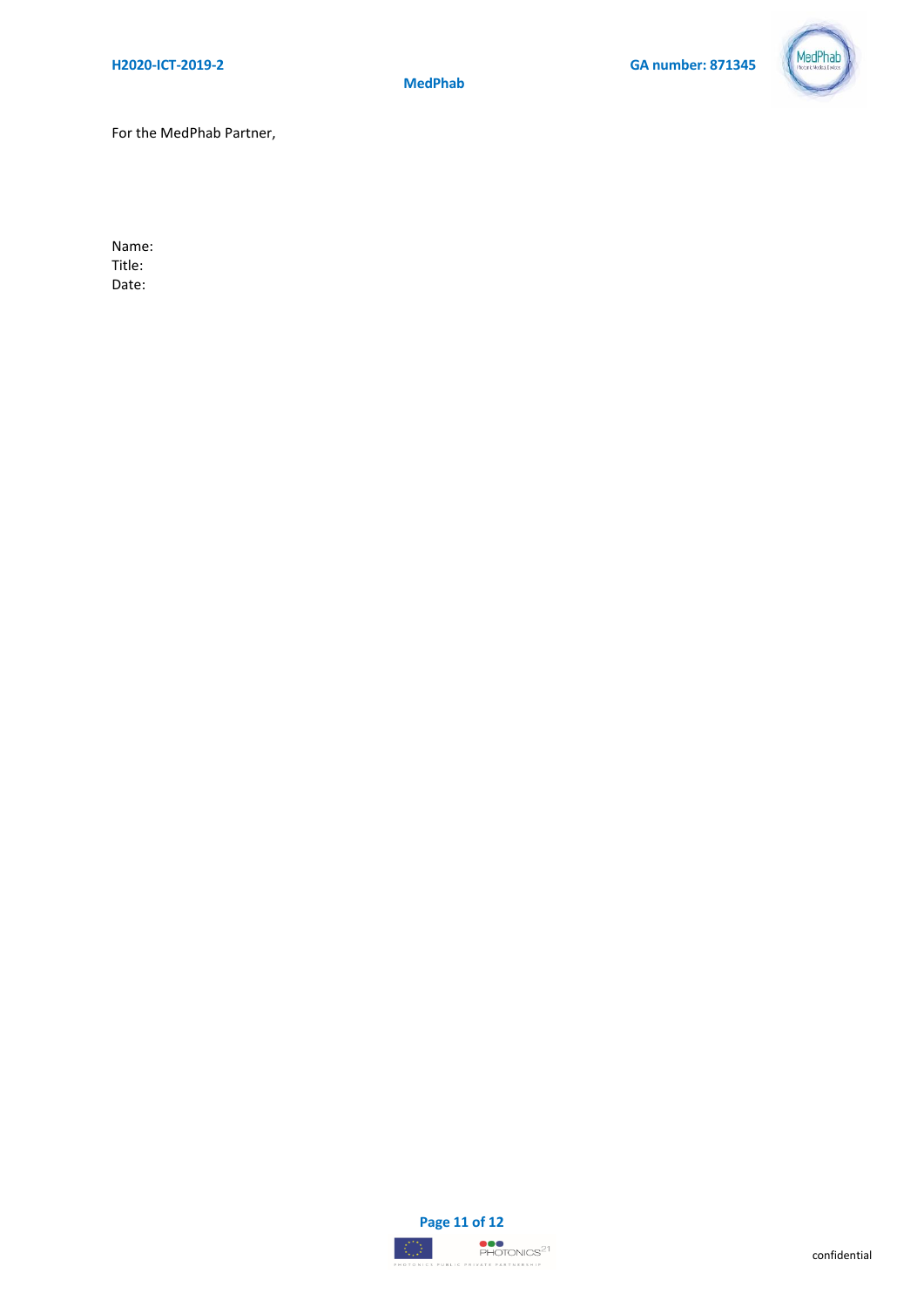For the MedPhab Partner,

Name:
Title:
Date: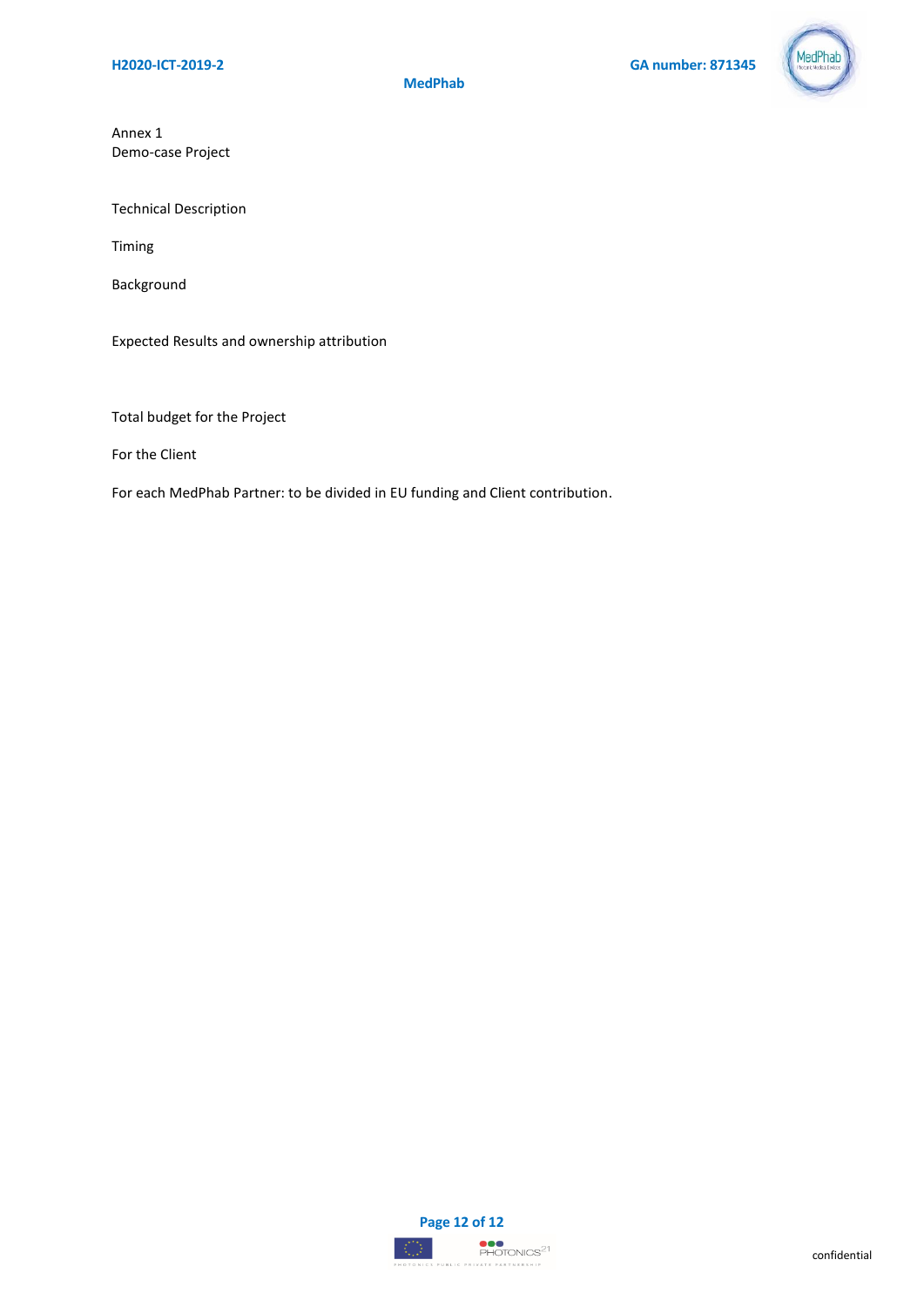Annex 1
Demo-case Project

Technical Description

Timing

Background

Expected Results and ownership attribution

Total budget for the Project

For the Client

For each MedPhab Partner: to be divided in EU funding and Client contribution.